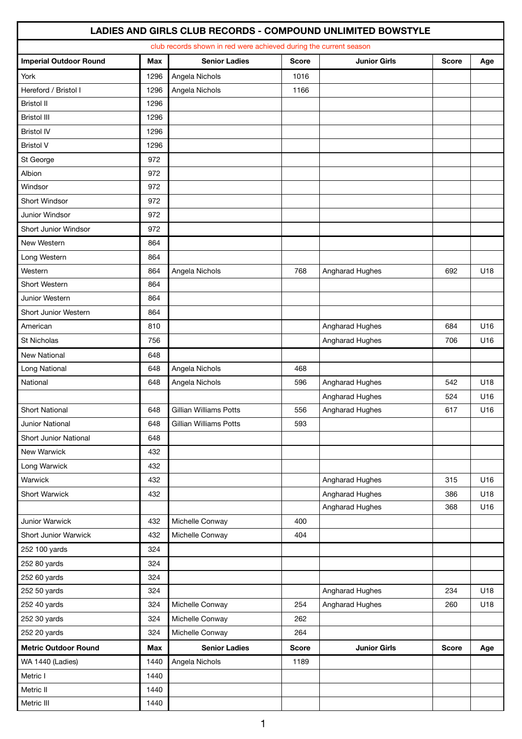## LADIES AND GIRLS CLUB RECORDS - COMPOUND UNLIMITED BOWSTYLE

club records shown in red were achieved during the current season

| Imperial Outdoor Round | Max | Senior Ladies | Score | Junior Girls | Score | Age |
|---|---|---|---|---|---|---|
| York | 1296 | Angela Nichols | 1016 | | | |
| Hereford / Bristol I | 1296 | Angela Nichols | 1166 | | | |
| Bristol II | 1296 | | | | | |
| Bristol III | 1296 | | | | | |
| Bristol IV | 1296 | | | | | |
| Bristol V | 1296 | | | | | |
| St George | 972 | | | | | |
| Albion | 972 | | | | | |
| Windsor | 972 | | | | | |
| Short Windsor | 972 | | | | | |
| Junior Windsor | 972 | | | | | |
| Short Junior Windsor | 972 | | | | | |
| New Western | 864 | | | | | |
| Long Western | 864 | | | | | |
| Western | 864 | Angela Nichols | 768 | Angharad Hughes | 692 | U18 |
| Short Western | 864 | | | | | |
| Junior Western | 864 | | | | | |
| Short Junior Western | 864 | | | | | |
| American | 810 | | | Angharad Hughes | 684 | U16 |
| St Nicholas | 756 | | | Angharad Hughes | 706 | U16 |
| New National | 648 | | | | | |
| Long National | 648 | Angela Nichols | 468 | | | |
| National | 648 | Angela Nichols | 596 | Angharad Hughes | 542 | U18 |
| | | | | Angharad Hughes | 524 | U16 |
| Short National | 648 | Gillian Williams Potts | 556 | Angharad Hughes | 617 | U16 |
| Junior National | 648 | Gillian Williams Potts | 593 | | | |
| Short Junior National | 648 | | | | | |
| New Warwick | 432 | | | | | |
| Long Warwick | 432 | | | | | |
| Warwick | 432 | | | Angharad Hughes | 315 | U16 |
| Short Warwick | 432 | | | Angharad Hughes | 386 | U18 |
| | | | | Angharad Hughes | 368 | U16 |
| Junior Warwick | 432 | Michelle Conway | 400 | | | |
| Short Junior Warwick | 432 | Michelle Conway | 404 | | | |
| 252 100 yards | 324 | | | | | |
| 252 80 yards | 324 | | | | | |
| 252 60 yards | 324 | | | | | |
| 252 50 yards | 324 | | | Angharad Hughes | 234 | U18 |
| 252 40 yards | 324 | Michelle Conway | 254 | Angharad Hughes | 260 | U18 |
| 252 30 yards | 324 | Michelle Conway | 262 | | | |
| 252 20 yards | 324 | Michelle Conway | 264 | | | |
| **Metric Outdoor Round** | **Max** | **Senior Ladies** | **Score** | **Junior Girls** | **Score** | **Age** |
| WA 1440 (Ladies) | 1440 | Angela Nichols | 1189 | | | |
| Metric I | 1440 | | | | | |
| Metric II | 1440 | | | | | |
| Metric III | 1440 | | | | | |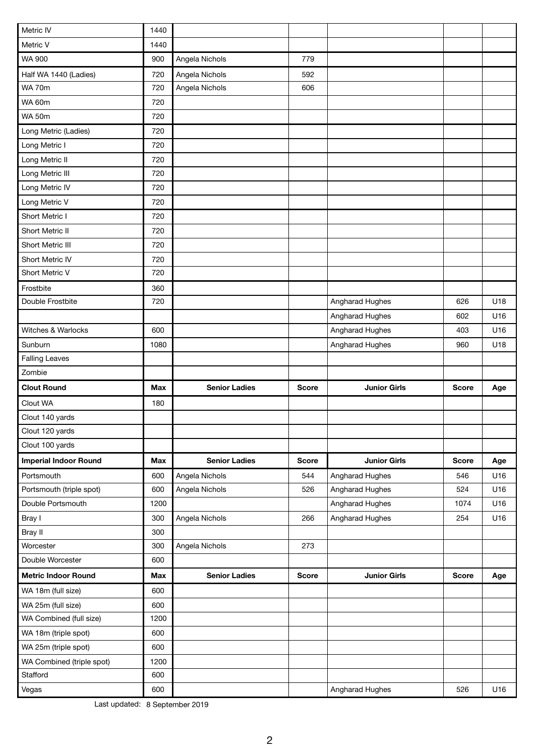| | | | | | | |
|---|---|---|---|---|---|---|
| Metric IV | 1440 | | | | | |
| Metric V | 1440 | | | | | |
| WA 900 | 900 | Angela Nichols | 779 | | | |
| Half WA 1440 (Ladies) | 720 | Angela Nichols | 592 | | | |
| WA 70m | 720 | Angela Nichols | 606 | | | |
| WA 60m | 720 | | | | | |
| WA 50m | 720 | | | | | |
| Long Metric (Ladies) | 720 | | | | | |
| Long Metric I | 720 | | | | | |
| Long Metric II | 720 | | | | | |
| Long Metric III | 720 | | | | | |
| Long Metric IV | 720 | | | | | |
| Long Metric V | 720 | | | | | |
| Short Metric I | 720 | | | | | |
| Short Metric II | 720 | | | | | |
| Short Metric III | 720 | | | | | |
| Short Metric IV | 720 | | | | | |
| Short Metric V | 720 | | | | | |
| Frostbite | 360 | | | | | |
| Double Frostbite | 720 | | | Angharad Hughes | 626 | U18 |
| | | | | Angharad Hughes | 602 | U16 |
| Witches & Warlocks | 600 | | | Angharad Hughes | 403 | U16 |
| Sunburn | 1080 | | | Angharad Hughes | 960 | U18 |
| Falling Leaves | | | | | | |
| Zombie | | | | | | |
| **Clout Round** | **Max** | **Senior Ladies** | **Score** | **Junior Girls** | **Score** | **Age** |
| Clout WA | 180 | | | | | |
| Clout 140 yards | | | | | | |
| Clout 120 yards | | | | | | |
| Clout 100 yards | | | | | | |
| **Imperial Indoor Round** | **Max** | **Senior Ladies** | **Score** | **Junior Girls** | **Score** | **Age** |
| Portsmouth | 600 | Angela Nichols | 544 | Angharad Hughes | 546 | U16 |
| Portsmouth (triple spot) | 600 | Angela Nichols | 526 | Angharad Hughes | 524 | U16 |
| Double Portsmouth | 1200 | | | Angharad Hughes | 1074 | U16 |
| Bray I | 300 | Angela Nichols | 266 | Angharad Hughes | 254 | U16 |
| Bray II | 300 | | | | | |
| Worcester | 300 | Angela Nichols | 273 | | | |
| Double Worcester | 600 | | | | | |
| **Metric Indoor Round** | **Max** | **Senior Ladies** | **Score** | **Junior Girls** | **Score** | **Age** |
| WA 18m (full size) | 600 | | | | | |
| WA 25m (full size) | 600 | | | | | |
| WA Combined (full size) | 1200 | | | | | |
| WA 18m (triple spot) | 600 | | | | | |
| WA 25m (triple spot) | 600 | | | | | |
| WA Combined (triple spot) | 1200 | | | | | |
| Stafford | 600 | | | | | |
| Vegas | 600 | | | Angharad Hughes | 526 | U16 |

Last updated: 8 September 2019